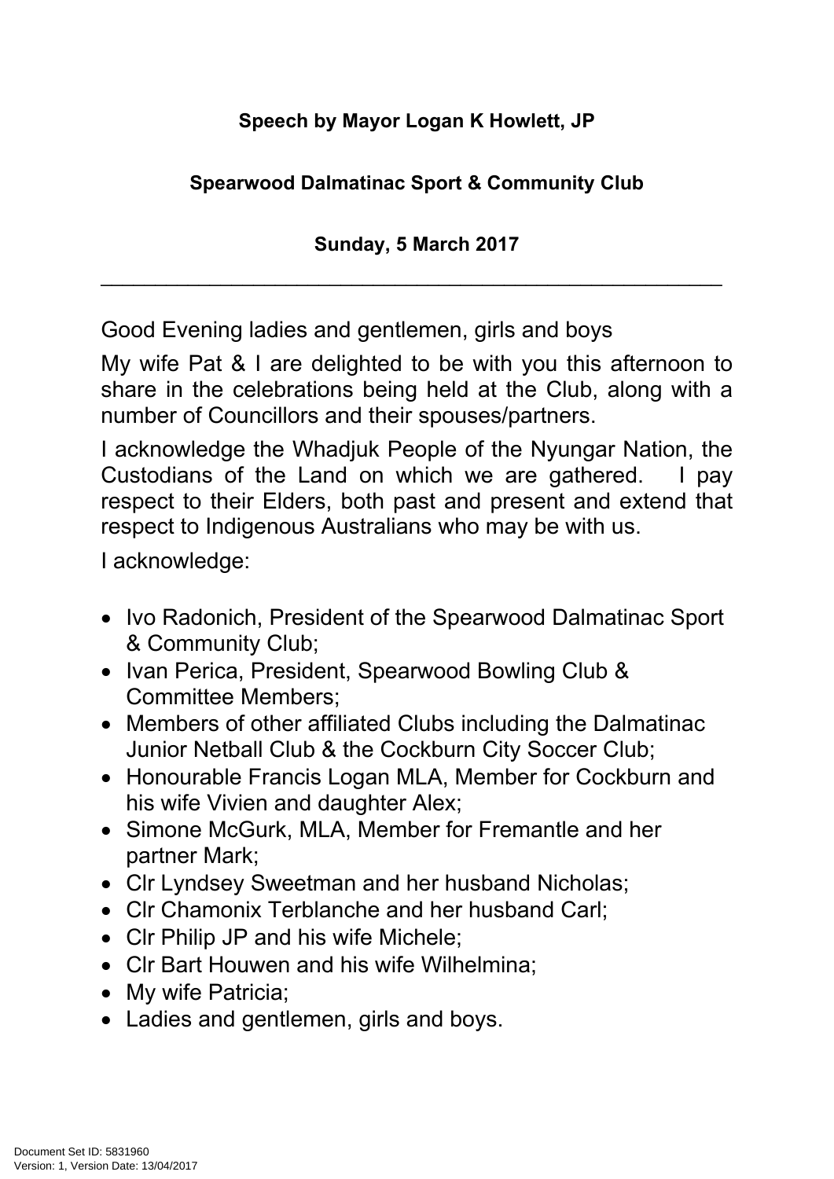**Speech by Mayor Logan K Howlett, JP**

**Spearwood Dalmatinac Sport & Community Club**

**Sunday, 5 March 2017**

---

Good Evening ladies and gentlemen, girls and boys

My wife Pat & I are delighted to be with you this afternoon to share in the celebrations being held at the Club, along with a number of Councillors and their spouses/partners.

I acknowledge the Whadjuk People of the Nyungar Nation, the Custodians of the Land on which we are gathered. I pay respect to their Elders, both past and present and extend that respect to Indigenous Australians who may be with us.

I acknowledge:

- Ivo Radonich, President of the Spearwood Dalmatinac Sport & Community Club;
- Ivan Perica, President, Spearwood Bowling Club & Committee Members;
- Members of other affiliated Clubs including the Dalmatinac Junior Netball Club & the Cockburn City Soccer Club;
- Honourable Francis Logan MLA, Member for Cockburn and his wife Vivien and daughter Alex;
- Simone McGurk, MLA, Member for Fremantle and her partner Mark;
- Clr Lyndsey Sweetman and her husband Nicholas;
- Clr Chamonix Terblanche and her husband Carl;
- Clr Philip JP and his wife Michele;
- Clr Bart Houwen and his wife Wilhelmina;
- My wife Patricia;
- Ladies and gentlemen, girls and boys.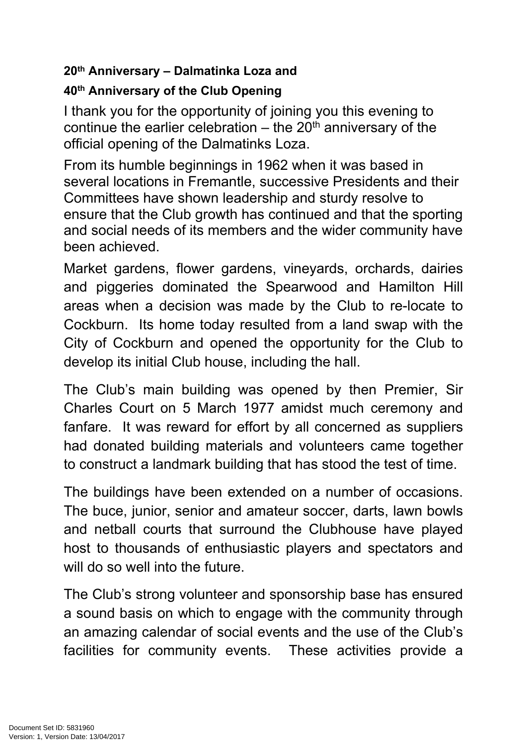**20th Anniversary – Dalmatinka Loza and**

**40th Anniversary of the Club Opening**

I thank you for the opportunity of joining you this evening to continue the earlier celebration – the 20th anniversary of the official opening of the Dalmatinks Loza.

From its humble beginnings in 1962 when it was based in several locations in Fremantle, successive Presidents and their Committees have shown leadership and sturdy resolve to ensure that the Club growth has continued and that the sporting and social needs of its members and the wider community have been achieved.

Market gardens, flower gardens, vineyards, orchards, dairies and piggeries dominated the Spearwood and Hamilton Hill areas when a decision was made by the Club to re-locate to Cockburn. Its home today resulted from a land swap with the City of Cockburn and opened the opportunity for the Club to develop its initial Club house, including the hall.

The Club's main building was opened by then Premier, Sir Charles Court on 5 March 1977 amidst much ceremony and fanfare. It was reward for effort by all concerned as suppliers had donated building materials and volunteers came together to construct a landmark building that has stood the test of time.

The buildings have been extended on a number of occasions. The buce, junior, senior and amateur soccer, darts, lawn bowls and netball courts that surround the Clubhouse have played host to thousands of enthusiastic players and spectators and will do so well into the future.

The Club's strong volunteer and sponsorship base has ensured a sound basis on which to engage with the community through an amazing calendar of social events and the use of the Club's facilities for community events. These activities provide a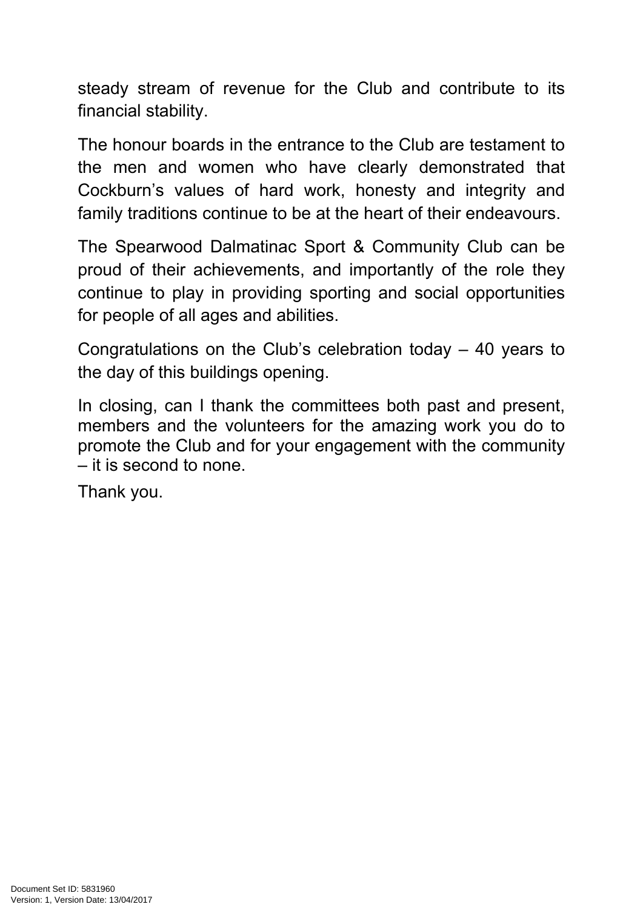steady stream of revenue for the Club and contribute to its financial stability.

The honour boards in the entrance to the Club are testament to the men and women who have clearly demonstrated that Cockburn's values of hard work, honesty and integrity and family traditions continue to be at the heart of their endeavours.

The Spearwood Dalmatinac Sport & Community Club can be proud of their achievements, and importantly of the role they continue to play in providing sporting and social opportunities for people of all ages and abilities.

Congratulations on the Club's celebration today – 40 years to the day of this buildings opening.

In closing, can I thank the committees both past and present, members and the volunteers for the amazing work you do to promote the Club and for your engagement with the community – it is second to none.

Thank you.